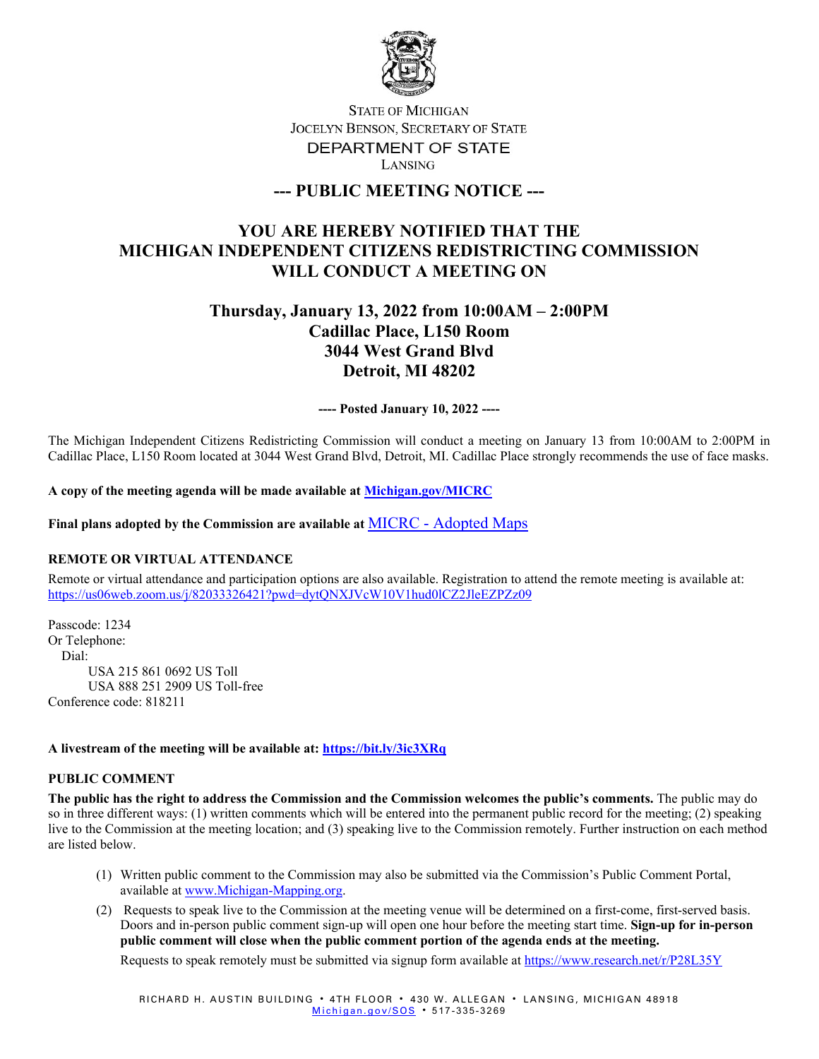STATE OF MICHIGAN
JOCELYN BENSON, SECRETARY OF STATE
DEPARTMENT OF STATE
LANSING

# --- PUBLIC MEETING NOTICE ---

## YOU ARE HEREBY NOTIFIED THAT THE MICHIGAN INDEPENDENT CITIZENS REDISTRICTING COMMISSION WILL CONDUCT A MEETING ON

### Thursday, January 13, 2022 from 10:00AM – 2:00PM
### Cadillac Place, L150 Room
### 3044 West Grand Blvd
### Detroit, MI 48202

**---- Posted January 10, 2022 ----**

The Michigan Independent Citizens Redistricting Commission will conduct a meeting on January 13 from 10:00AM to 2:00PM in Cadillac Place, L150 Room located at 3044 West Grand Blvd, Detroit, MI. Cadillac Place strongly recommends the use of face masks.

**A copy of the meeting agenda will be made available at [Michigan.gov/MICRC](Michigan.gov/MICRC)**

**Final plans adopted by the Commission are available at** MICRC - Adopted Maps

**REMOTE OR VIRTUAL ATTENDANCE**

Remote or virtual attendance and participation options are also available. Registration to attend the remote meeting is available at: https://us06web.zoom.us/j/82033326421?pwd=dytQNXJVcW10V1hud0lCZ2JleEZPZz09

Passcode: 1234
Or Telephone:
Dial:
USA 215 861 0692 US Toll
USA 888 251 2909 US Toll-free
Conference code: 818211

**A livestream of the meeting will be available at: https://bit.ly/3ic3XRq**

**PUBLIC COMMENT**

**The public has the right to address the Commission and the Commission welcomes the public's comments.** The public may do so in three different ways: (1) written comments which will be entered into the permanent public record for the meeting; (2) speaking live to the Commission at the meeting location; and (3) speaking live to the Commission remotely. Further instruction on each method are listed below.

(1) Written public comment to the Commission may also be submitted via the Commission's Public Comment Portal, available at www.Michigan-Mapping.org.

(2) Requests to speak live to the Commission at the meeting venue will be determined on a first-come, first-served basis. Doors and in-person public comment sign-up will open one hour before the meeting start time. **Sign-up for in-person public comment will close when the public comment portion of the agenda ends at the meeting.**

Requests to speak remotely must be submitted via signup form available at https://www.research.net/r/P28L35Y

RICHARD H. AUSTIN BUILDING • 4TH FLOOR • 430 W. ALLEGAN • LANSING, MICHIGAN 48918
Michigan.gov/SOS • 517-335-3269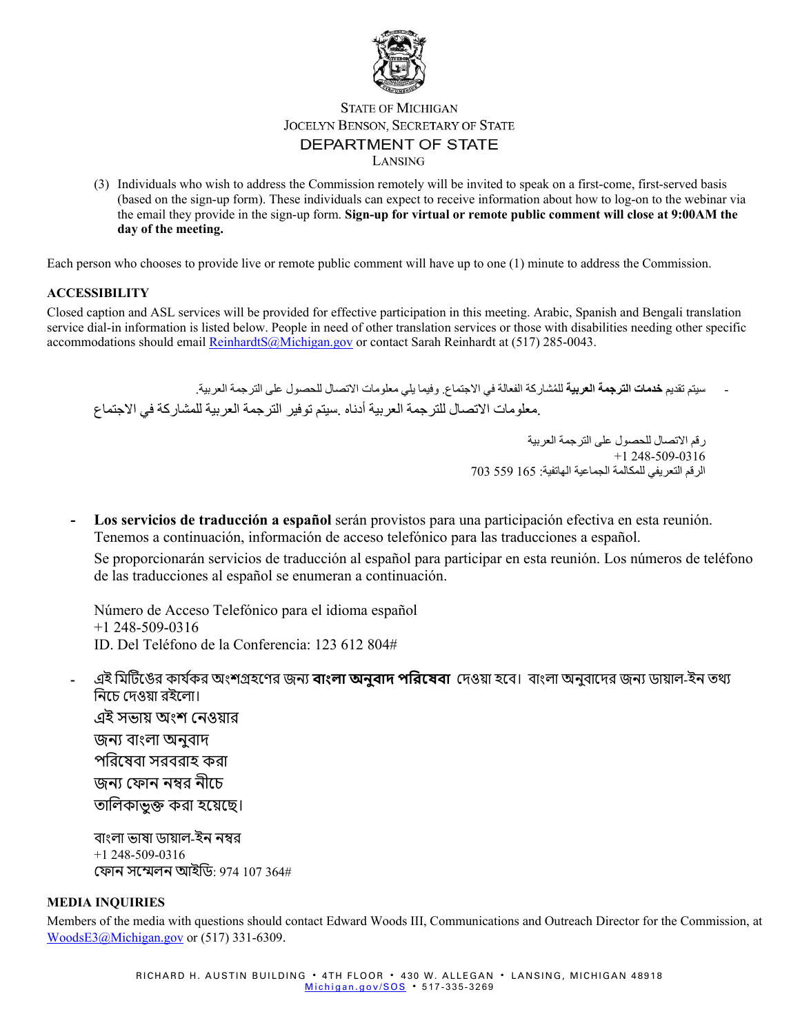STATE OF MICHIGAN
JOCELYN BENSON, SECRETARY OF STATE
DEPARTMENT OF STATE
LANSING

(3) Individuals who wish to address the Commission remotely will be invited to speak on a first-come, first-served basis (based on the sign-up form). These individuals can expect to receive information about how to log-on to the webinar via the email they provide in the sign-up form. **Sign-up for virtual or remote public comment will close at 9:00AM the day of the meeting.**

Each person who chooses to provide live or remote public comment will have up to one (1) minute to address the Commission.

**ACCESSIBILITY**

Closed caption and ASL services will be provided for effective participation in this meeting. Arabic, Spanish and Bengali translation service dial-in information is listed below. People in need of other translation services or those with disabilities needing other specific accommodations should email ReinhardtS@Michigan.gov or contact Sarah Reinhardt at (517) 285-0043.

- سيتم تقديم **خدمات الترجمة العربية** للمشاركة الفعالة في الاجتماع. وفيما يلي معلومات الاتصال للحصول على الترجمة العربية.
  .معلومات الاتصال للترجمة العربية أدناه .سيتم توفير الترجمة العربية للمشاركة في الاجتماع

  رقم الاتصال للحصول على الترجمة العربية
  +1 248-509-0316
  الرقم التعريفي للمكالمة الجماعية الهاتفية: 703 559 165

- **Los servicios de traducción a español** serán provistos para una participación efectiva en esta reunión. Tenemos a continuación, información de acceso telefónico para las traducciones a español.

  Se proporcionarán servicios de traducción al español para participar en esta reunión. Los números de teléfono de las traducciones al español se enumeran a continuación.

  Número de Acceso Telefónico para el idioma español
  +1 248-509-0316
  ID. Del Teléfono de la Conferencia: 123 612 804#

- এই মিটিঙের কার্যকর অংশগ্রহণের জন্য **বাংলা অনুবাদ পরিষেবা** দেওয়া হবে। বাংলা অনুবাদের জন্য ডায়াল-ইন তথ্য নিচে দেওয়া রইলো।

  এই সভায় অংশ নেওয়ার জন্য বাংলা অনুবাদ পরিষেবা সরবরাহ করা জন্য ফোন নম্বর নীচে তালিকাভুক্ত করা হয়েছে।

  বাংলা ভাষা ডায়াল-ইন নম্বর
  +1 248-509-0316
  ফোন সম্মেলন আইডি: 974 107 364#

**MEDIA INQUIRIES**

Members of the media with questions should contact Edward Woods III, Communications and Outreach Director for the Commission, at WoodsE3@Michigan.gov or (517) 331-6309.

RICHARD H. AUSTIN BUILDING • 4TH FLOOR • 430 W. ALLEGAN • LANSING, MICHIGAN 48918
Michigan.gov/SOS • 517-335-3269